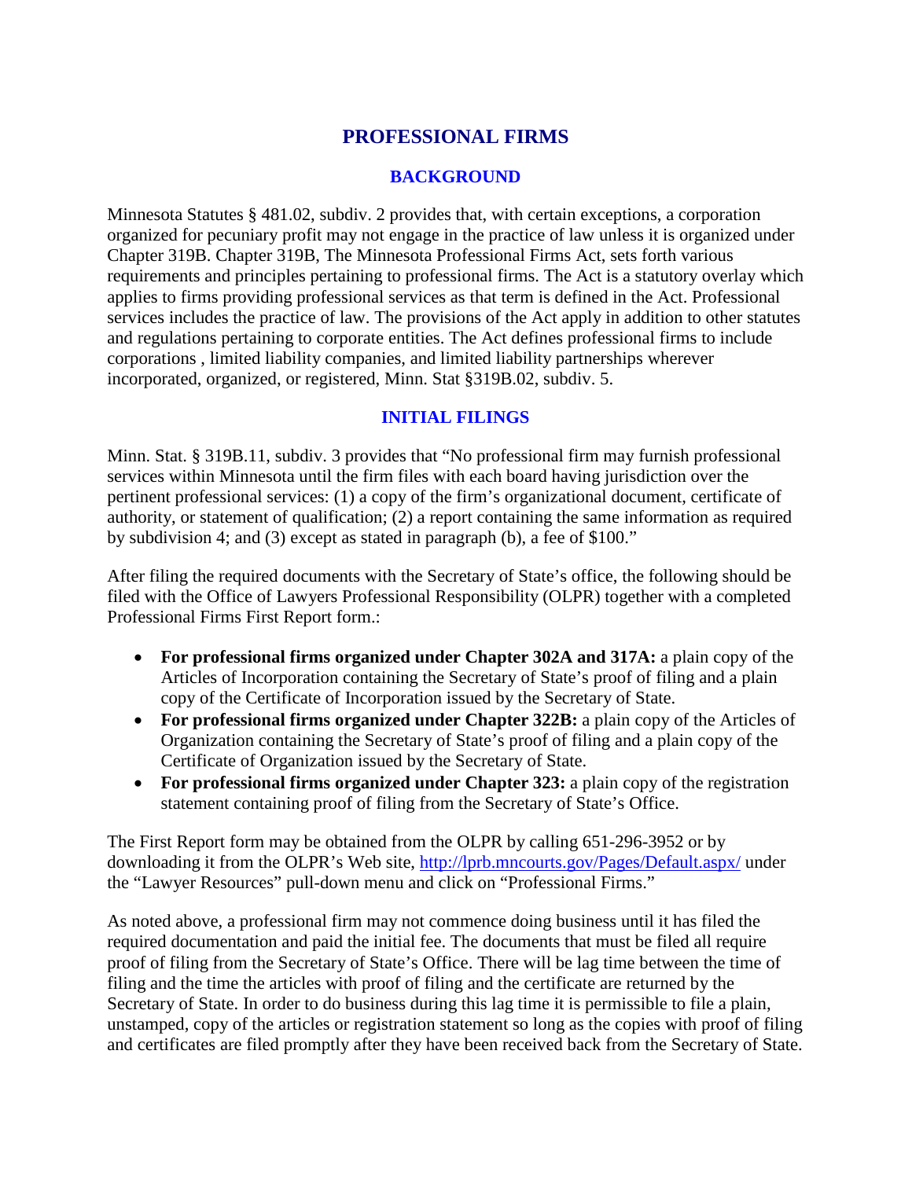# PROFESSIONAL FIRMS

## BACKGROUND

Minnesota Statutes § 481.02, subdiv. 2 provides that, with certain exceptions, a corporation organized for pecuniary profit may not engage in the practice of law unless it is organized under Chapter 319B. Chapter 319B, The Minnesota Professional Firms Act, sets forth various requirements and principles pertaining to professional firms. The Act is a statutory overlay which applies to firms providing professional services as that term is defined in the Act. Professional services includes the practice of law. The provisions of the Act apply in addition to other statutes and regulations pertaining to corporate entities. The Act defines professional firms to include corporations , limited liability companies, and limited liability partnerships wherever incorporated, organized, or registered, Minn. Stat §319B.02, subdiv. 5.

## INITIAL FILINGS

Minn. Stat. § 319B.11, subdiv. 3 provides that "No professional firm may furnish professional services within Minnesota until the firm files with each board having jurisdiction over the pertinent professional services: (1) a copy of the firm's organizational document, certificate of authority, or statement of qualification; (2) a report containing the same information as required by subdivision 4; and (3) except as stated in paragraph (b), a fee of $100."

After filing the required documents with the Secretary of State's office, the following should be filed with the Office of Lawyers Professional Responsibility (OLPR) together with a completed Professional Firms First Report form.:

- **For professional firms organized under Chapter 302A and 317A:** a plain copy of the Articles of Incorporation containing the Secretary of State's proof of filing and a plain copy of the Certificate of Incorporation issued by the Secretary of State.
- **For professional firms organized under Chapter 322B:** a plain copy of the Articles of Organization containing the Secretary of State's proof of filing and a plain copy of the Certificate of Organization issued by the Secretary of State.
- **For professional firms organized under Chapter 323:** a plain copy of the registration statement containing proof of filing from the Secretary of State's Office.

The First Report form may be obtained from the OLPR by calling 651-296-3952 or by downloading it from the OLPR's Web site, [http://lprb.mncourts.gov/Pages/Default.aspx/](http://lprb.mncourts.gov/Pages/Default.aspx/) under the "Lawyer Resources" pull-down menu and click on "Professional Firms."

As noted above, a professional firm may not commence doing business until it has filed the required documentation and paid the initial fee. The documents that must be filed all require proof of filing from the Secretary of State's Office. There will be lag time between the time of filing and the time the articles with proof of filing and the certificate are returned by the Secretary of State. In order to do business during this lag time it is permissible to file a plain, unstamped, copy of the articles or registration statement so long as the copies with proof of filing and certificates are filed promptly after they have been received back from the Secretary of State.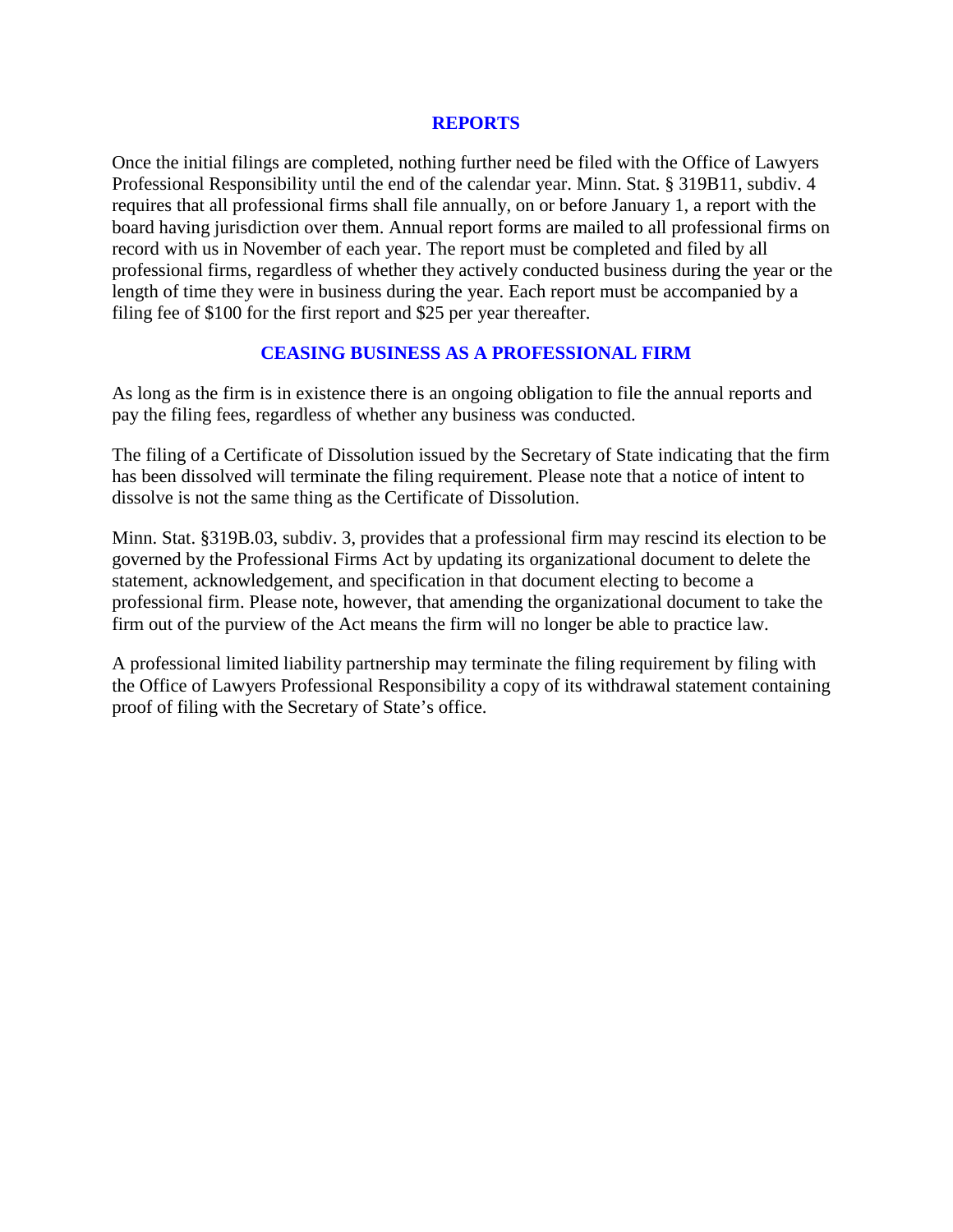## REPORTS

Once the initial filings are completed, nothing further need be filed with the Office of Lawyers Professional Responsibility until the end of the calendar year. Minn. Stat. § 319B11, subdiv. 4 requires that all professional firms shall file annually, on or before January 1, a report with the board having jurisdiction over them. Annual report forms are mailed to all professional firms on record with us in November of each year. The report must be completed and filed by all professional firms, regardless of whether they actively conducted business during the year or the length of time they were in business during the year. Each report must be accompanied by a filing fee of $100 for the first report and $25 per year thereafter.

## CEASING BUSINESS AS A PROFESSIONAL FIRM

As long as the firm is in existence there is an ongoing obligation to file the annual reports and pay the filing fees, regardless of whether any business was conducted.

The filing of a Certificate of Dissolution issued by the Secretary of State indicating that the firm has been dissolved will terminate the filing requirement. Please note that a notice of intent to dissolve is not the same thing as the Certificate of Dissolution.

Minn. Stat. §319B.03, subdiv. 3, provides that a professional firm may rescind its election to be governed by the Professional Firms Act by updating its organizational document to delete the statement, acknowledgement, and specification in that document electing to become a professional firm. Please note, however, that amending the organizational document to take the firm out of the purview of the Act means the firm will no longer be able to practice law.

A professional limited liability partnership may terminate the filing requirement by filing with the Office of Lawyers Professional Responsibility a copy of its withdrawal statement containing proof of filing with the Secretary of State's office.